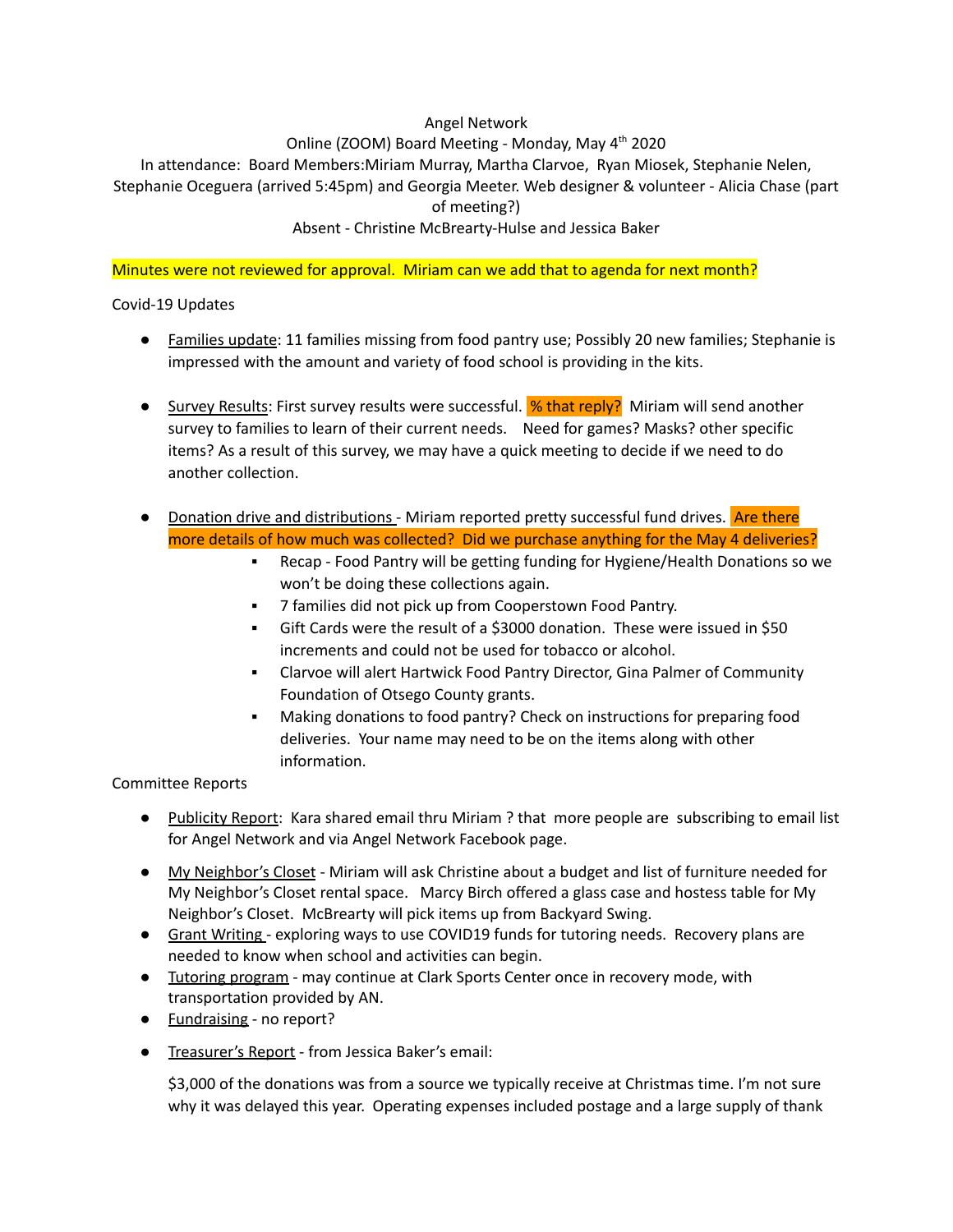Angel Network

Online (ZOOM) Board Meeting - Monday, May 4th 2020

In attendance: Board Members:Miriam Murray, Martha Clarvoe, Ryan Miosek, Stephanie Nelen, Stephanie Oceguera (arrived 5:45pm) and Georgia Meeter. Web designer & volunteer - Alicia Chase (part of meeting?)

Absent - Christine McBrearty-Hulse and Jessica Baker

Minutes were not reviewed for approval. Miriam can we add that to agenda for next month?

Covid-19 Updates

- Families update: 11 families missing from food pantry use; Possibly 20 new families; Stephanie is impressed with the amount and variety of food school is providing in the kits.

- Survey Results: First survey results were successful. % that reply? Miriam will send another survey to families to learn of their current needs. Need for games? Masks? other specific items? As a result of this survey, we may have a quick meeting to decide if we need to do another collection.

- Donation drive and distributions - Miriam reported pretty successful fund drives. Are there more details of how much was collected? Did we purchase anything for the May 4 deliveries?
  - Recap - Food Pantry will be getting funding for Hygiene/Health Donations so we won't be doing these collections again.
  - 7 families did not pick up from Cooperstown Food Pantry.
  - Gift Cards were the result of a $3000 donation. These were issued in $50 increments and could not be used for tobacco or alcohol.
  - Clarvoe will alert Hartwick Food Pantry Director, Gina Palmer of Community Foundation of Otsego County grants.
  - Making donations to food pantry? Check on instructions for preparing food deliveries. Your name may need to be on the items along with other information.

Committee Reports

- Publicity Report: Kara shared email thru Miriam ? that more people are subscribing to email list for Angel Network and via Angel Network Facebook page.

- My Neighbor's Closet - Miriam will ask Christine about a budget and list of furniture needed for My Neighbor's Closet rental space. Marcy Birch offered a glass case and hostess table for My Neighbor's Closet. McBrearty will pick items up from Backyard Swing.
- Grant Writing - exploring ways to use COVID19 funds for tutoring needs. Recovery plans are needed to know when school and activities can begin.
- Tutoring program - may continue at Clark Sports Center once in recovery mode, with transportation provided by AN.
- Fundraising - no report?

- Treasurer's Report - from Jessica Baker's email:

  $3,000 of the donations was from a source we typically receive at Christmas time. I'm not sure why it was delayed this year. Operating expenses included postage and a large supply of thank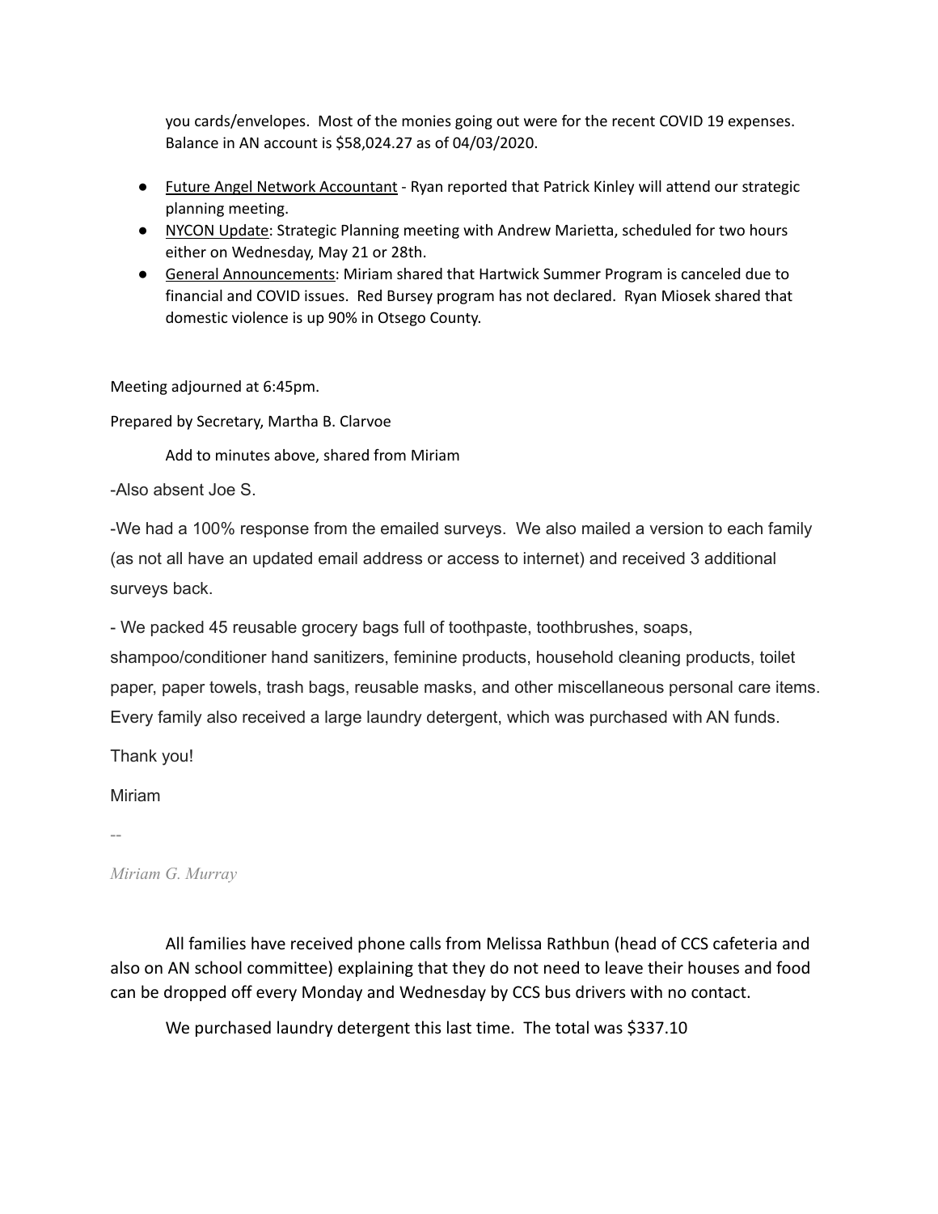you cards/envelopes. Most of the monies going out were for the recent COVID 19 expenses. Balance in AN account is $58,024.27 as of 04/03/2020.

- Future Angel Network Accountant - Ryan reported that Patrick Kinley will attend our strategic planning meeting.
- NYCON Update: Strategic Planning meeting with Andrew Marietta, scheduled for two hours either on Wednesday, May 21 or 28th.
- General Announcements: Miriam shared that Hartwick Summer Program is canceled due to financial and COVID issues. Red Bursey program has not declared. Ryan Miosek shared that domestic violence is up 90% in Otsego County.

Meeting adjourned at 6:45pm.

Prepared by Secretary, Martha B. Clarvoe

Add to minutes above, shared from Miriam

-Also absent Joe S.

-We had a 100% response from the emailed surveys. We also mailed a version to each family (as not all have an updated email address or access to internet) and received 3 additional surveys back.

- We packed 45 reusable grocery bags full of toothpaste, toothbrushes, soaps, shampoo/conditioner hand sanitizers, feminine products, household cleaning products, toilet paper, paper towels, trash bags, reusable masks, and other miscellaneous personal care items. Every family also received a large laundry detergent, which was purchased with AN funds.

Thank you!

Miriam

--

*Miriam G. Murray*

All families have received phone calls from Melissa Rathbun (head of CCS cafeteria and also on AN school committee) explaining that they do not need to leave their houses and food can be dropped off every Monday and Wednesday by CCS bus drivers with no contact.

We purchased laundry detergent this last time. The total was $337.10